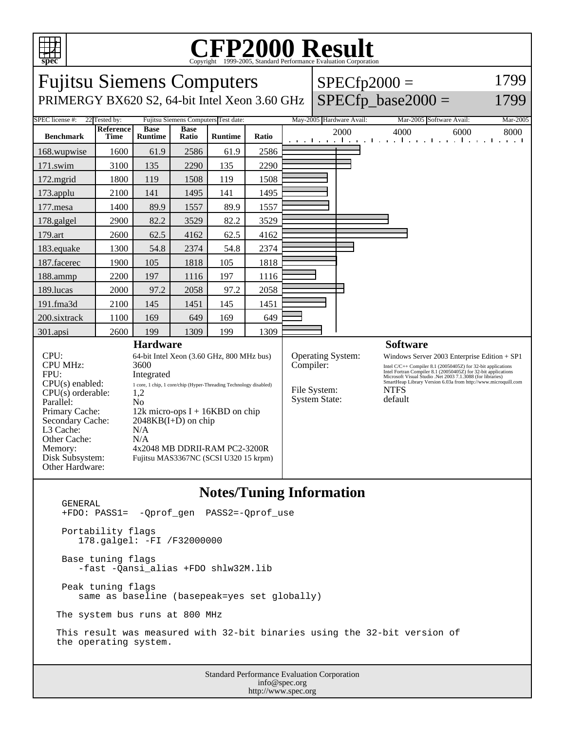# CFP2000 Result

Copyright 1999-2005, Standard Performance Evaluation Corporation

## Fujitsu Siemens Computers

PRIMERGY BX620 S2, 64-bit Intel Xeon 3.60 GHz

SPECfp2000 = 1799

SPECfp_base2000 = 1799

SPEC license #: 22 | Tested by: Fujitsu Siemens Computers | Test date: May-2005 | Hardware Avail: Mar-2005 | Software Avail: Mar-2005

| Benchmark | Reference Time | Base Runtime | Base Ratio | Runtime | Ratio |
|---|---|---|---|---|---|
| 168.wupwise | 1600 | 61.9 | 2586 | 61.9 | 2586 |
| 171.swim | 3100 | 135 | 2290 | 135 | 2290 |
| 172.mgrid | 1800 | 119 | 1508 | 119 | 1508 |
| 173.applu | 2100 | 141 | 1495 | 141 | 1495 |
| 177.mesa | 1400 | 89.9 | 1557 | 89.9 | 1557 |
| 178.galgel | 2900 | 82.2 | 3529 | 82.2 | 3529 |
| 179.art | 2600 | 62.5 | 4162 | 62.5 | 4162 |
| 183.equake | 1300 | 54.8 | 2374 | 54.8 | 2374 |
| 187.facerec | 1900 | 105 | 1818 | 105 | 1818 |
| 188.ammp | 2200 | 197 | 1116 | 197 | 1116 |
| 189.lucas | 2000 | 97.2 | 2058 | 97.2 | 2058 |
| 191.fma3d | 2100 | 145 | 1451 | 145 | 1451 |
| 200.sixtrack | 1100 | 169 | 649 | 169 | 649 |
| 301.apsi | 2600 | 199 | 1309 | 199 | 1309 |

### Hardware

| | |
|---|---|
| CPU: | 64-bit Intel Xeon (3.60 GHz, 800 MHz bus) |
| CPU MHz: | 3600 |
| FPU: | Integrated |
| CPU(s) enabled: | 1 core, 1 chip, 1 core/chip (Hyper-Threading Technology disabled) |
| CPU(s) orderable: | 1,2 |
| Parallel: | No |
| Primary Cache: | 12k micro-ops I + 16KBD on chip |
| Secondary Cache: | 2048KB(I+D) on chip |
| L3 Cache: | N/A |
| Other Cache: | N/A |
| Memory: | 4x2048 MB DDRII-RAM PC2-3200R |
| Disk Subsystem: | Fujitsu MAS3367NC (SCSI U320 15 krpm) |
| Other Hardware: | |

### Software

| | |
|---|---|
| Operating System: | Windows Server 2003 Enterprise Edition + SP1 |
| Compiler: | Intel C/C++ Compiler 8.1 (20050405Z) for 32-bit applications<br>Intel Fortran Compiler 8.1 (20050405Z) for 32-bit applications<br>Microsoft Visual Studio .Net 2003 7.1.3088 (for libraries)<br>SmartHeap Library Version 6.03a from http://www.microquill.com |
| File System: | NTFS |
| System State: | default |

### Notes/Tuning Information

```
GENERAL
+FDO: PASS1=  -Qprof_gen  PASS2=-Qprof_use

Portability flags
   178.galgel: -FI /F32000000

Base tuning flags
   -fast -Qansi_alias +FDO shlw32M.lib

Peak tuning flags
   same as baseline (basepeak=yes set globally)

The system bus runs at 800 MHz

This result was measured with 32-bit binaries using the 32-bit version of
the operating system.
```

Standard Performance Evaluation Corporation
info@spec.org
http://www.spec.org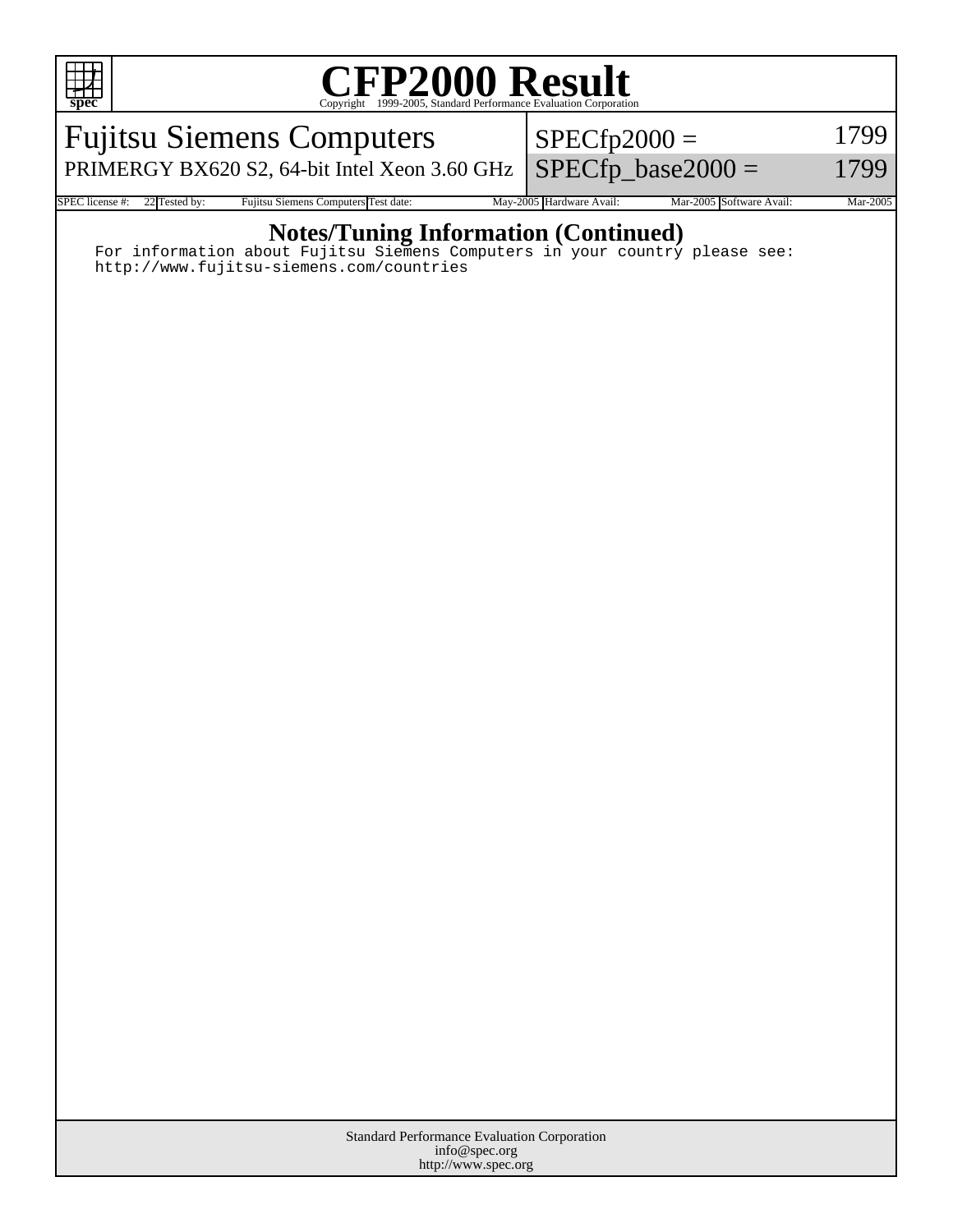# CFP2000 Result

Copyright 1999-2005, Standard Performance Evaluation Corporation

## Fujitsu Siemens Computers

PRIMERGY BX620 S2, 64-bit Intel Xeon 3.60 GHz

SPECfp2000 = 1799

SPECfp_base2000 = 1799

| SPEC license #: | 22 | Tested by: | Fujitsu Siemens Computers | Test date: | May-2005 | Hardware Avail: | Mar-2005 | Software Avail: | Mar-2005 |
|---|---|---|---|---|---|---|---|---|---|

### Notes/Tuning Information (Continued)

```
For information about Fujitsu Siemens Computers in your country please see:
http://www.fujitsu-siemens.com/countries
```

Standard Performance Evaluation Corporation
info@spec.org
http://www.spec.org